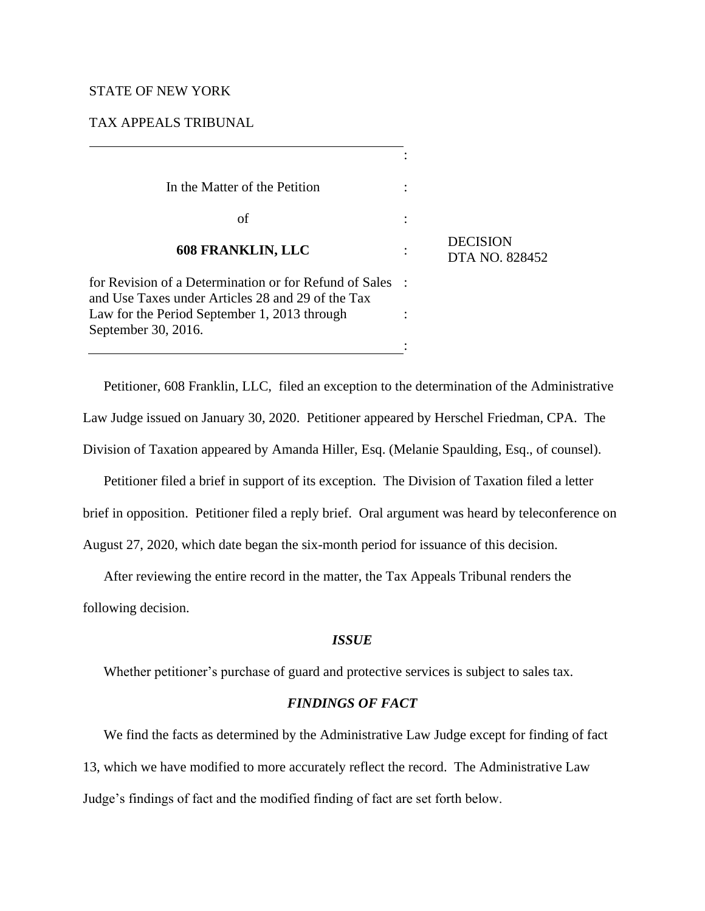STATE OF NEW YORK

TAX APPEALS TRIBUNAL

In the Matter of the Petition

of

**608 FRANKLIN, LLC**

for Revision of a Determination or for Refund of Sales and Use Taxes under Articles 28 and 29 of the Tax Law for the Period September 1, 2013 through September 30, 2016.

DECISION
DTA NO. 828452

Petitioner, 608 Franklin, LLC, filed an exception to the determination of the Administrative Law Judge issued on January 30, 2020. Petitioner appeared by Herschel Friedman, CPA. The Division of Taxation appeared by Amanda Hiller, Esq. (Melanie Spaulding, Esq., of counsel).

Petitioner filed a brief in support of its exception. The Division of Taxation filed a letter brief in opposition. Petitioner filed a reply brief. Oral argument was heard by teleconference on August 27, 2020, which date began the six-month period for issuance of this decision.

After reviewing the entire record in the matter, the Tax Appeals Tribunal renders the following decision.

### *ISSUE*

Whether petitioner's purchase of guard and protective services is subject to sales tax.

### *FINDINGS OF FACT*

We find the facts as determined by the Administrative Law Judge except for finding of fact 13, which we have modified to more accurately reflect the record. The Administrative Law Judge's findings of fact and the modified finding of fact are set forth below.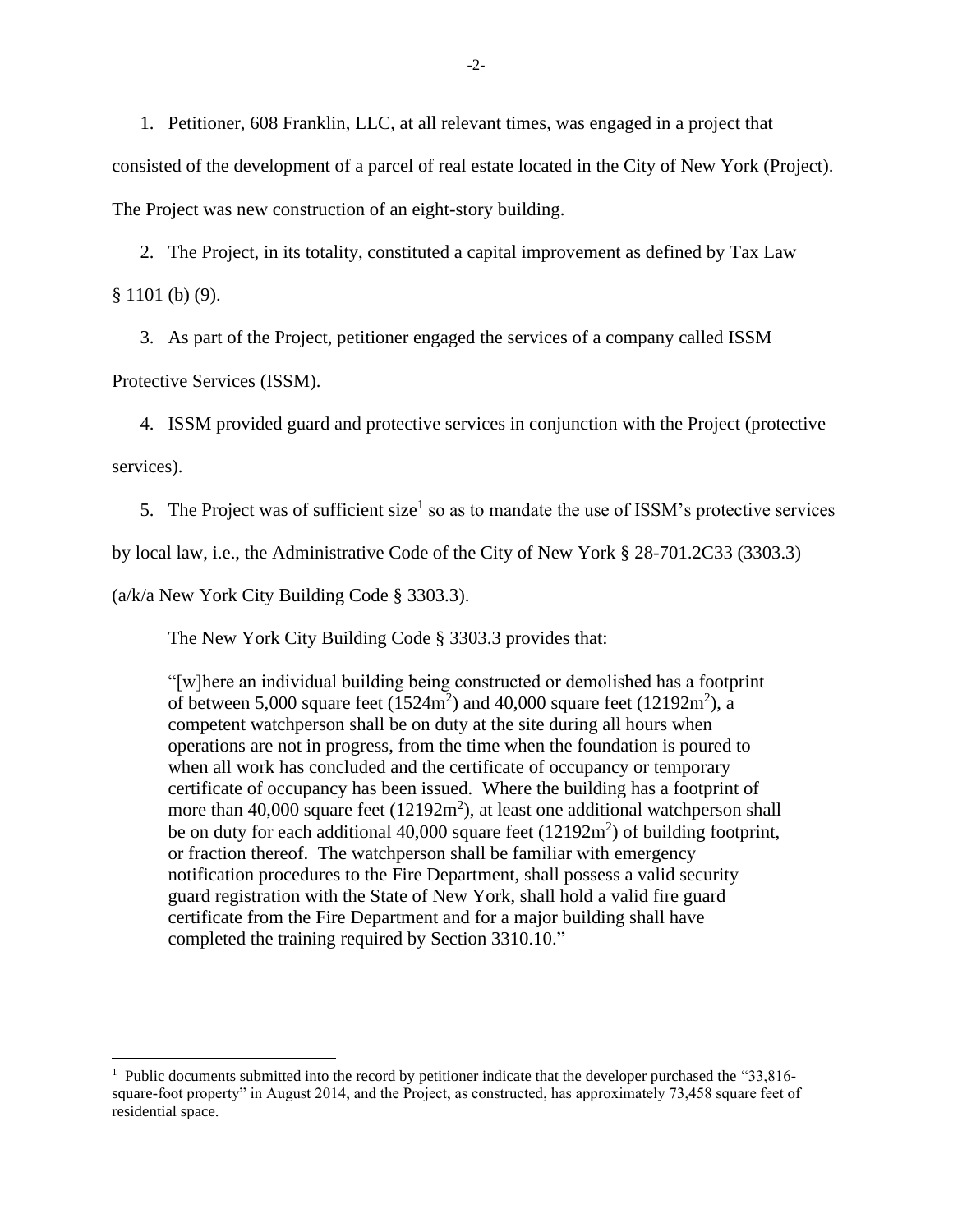1. Petitioner, 608 Franklin, LLC, at all relevant times, was engaged in a project that consisted of the development of a parcel of real estate located in the City of New York (Project). The Project was new construction of an eight-story building.

2. The Project, in its totality, constituted a capital improvement as defined by Tax Law § 1101 (b) (9).

3. As part of the Project, petitioner engaged the services of a company called ISSM Protective Services (ISSM).

4. ISSM provided guard and protective services in conjunction with the Project (protective services).

5. The Project was of sufficient size[1] so as to mandate the use of ISSM's protective services by local law, i.e., the Administrative Code of the City of New York § 28-701.2C33 (3303.3) (a/k/a New York City Building Code § 3303.3).

The New York City Building Code § 3303.3 provides that:

> "[w]here an individual building being constructed or demolished has a footprint of between 5,000 square feet ($1524m^2$) and 40,000 square feet ($12192m^2$), a competent watchperson shall be on duty at the site during all hours when operations are not in progress, from the time when the foundation is poured to when all work has concluded and the certificate of occupancy or temporary certificate of occupancy has been issued. Where the building has a footprint of more than 40,000 square feet ($12192m^2$), at least one additional watchperson shall be on duty for each additional 40,000 square feet ($12192m^2$) of building footprint, or fraction thereof. The watchperson shall be familiar with emergency notification procedures to the Fire Department, shall possess a valid security guard registration with the State of New York, shall hold a valid fire guard certificate from the Fire Department and for a major building shall have completed the training required by Section 3310.10."

---

[1] Public documents submitted into the record by petitioner indicate that the developer purchased the "33,816-square-foot property" in August 2014, and the Project, as constructed, has approximately 73,458 square feet of residential space.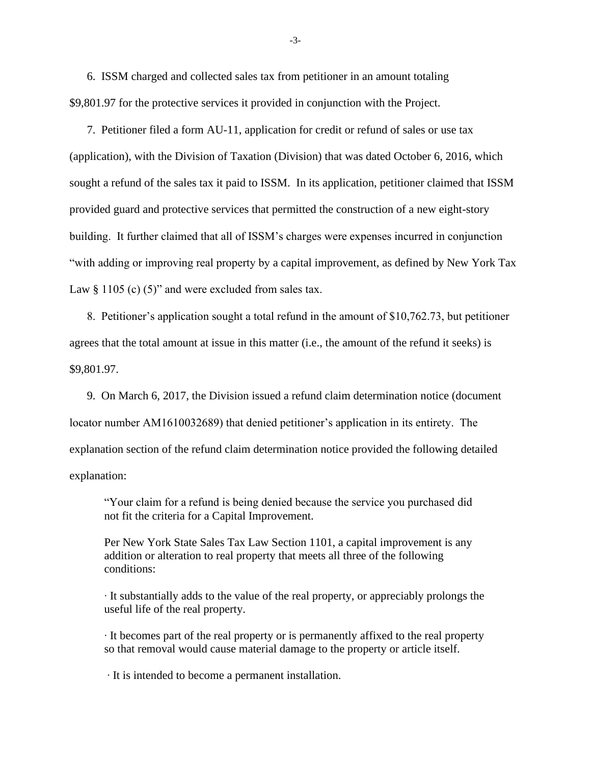6. ISSM charged and collected sales tax from petitioner in an amount totaling $9,801.97 for the protective services it provided in conjunction with the Project.

7. Petitioner filed a form AU-11, application for credit or refund of sales or use tax (application), with the Division of Taxation (Division) that was dated October 6, 2016, which sought a refund of the sales tax it paid to ISSM. In its application, petitioner claimed that ISSM provided guard and protective services that permitted the construction of a new eight-story building. It further claimed that all of ISSM's charges were expenses incurred in conjunction "with adding or improving real property by a capital improvement, as defined by New York Tax Law § 1105 (c) (5)" and were excluded from sales tax.

8. Petitioner's application sought a total refund in the amount of $10,762.73, but petitioner agrees that the total amount at issue in this matter (i.e., the amount of the refund it seeks) is $9,801.97.

9. On March 6, 2017, the Division issued a refund claim determination notice (document locator number AM1610032689) that denied petitioner's application in its entirety. The explanation section of the refund claim determination notice provided the following detailed explanation:

> "Your claim for a refund is being denied because the service you purchased did not fit the criteria for a Capital Improvement.
>
> Per New York State Sales Tax Law Section 1101, a capital improvement is any addition or alteration to real property that meets all three of the following conditions:
>
> · It substantially adds to the value of the real property, or appreciably prolongs the useful life of the real property.
>
> · It becomes part of the real property or is permanently affixed to the real property so that removal would cause material damage to the property or article itself.
>
> · It is intended to become a permanent installation.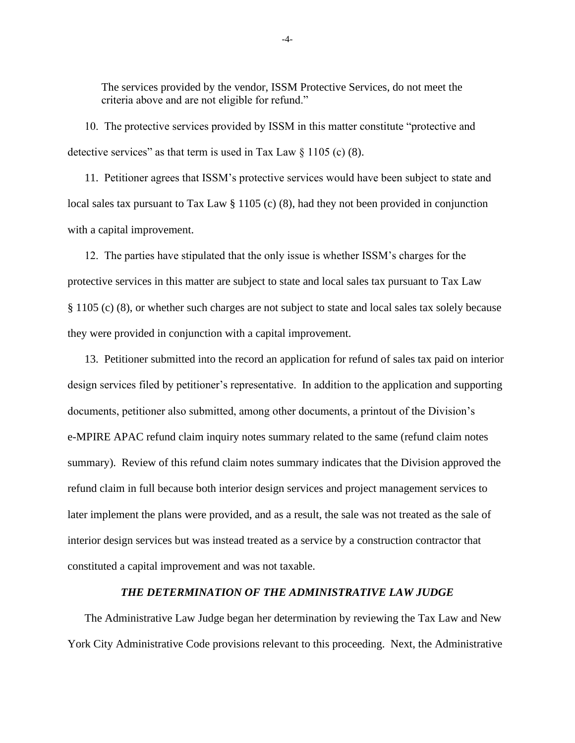The services provided by the vendor, ISSM Protective Services, do not meet the criteria above and are not eligible for refund."

10. The protective services provided by ISSM in this matter constitute "protective and detective services" as that term is used in Tax Law § 1105 (c) (8).

11. Petitioner agrees that ISSM's protective services would have been subject to state and local sales tax pursuant to Tax Law § 1105 (c) (8), had they not been provided in conjunction with a capital improvement.

12. The parties have stipulated that the only issue is whether ISSM's charges for the protective services in this matter are subject to state and local sales tax pursuant to Tax Law § 1105 (c) (8), or whether such charges are not subject to state and local sales tax solely because they were provided in conjunction with a capital improvement.

13. Petitioner submitted into the record an application for refund of sales tax paid on interior design services filed by petitioner's representative. In addition to the application and supporting documents, petitioner also submitted, among other documents, a printout of the Division's e-MPIRE APAC refund claim inquiry notes summary related to the same (refund claim notes summary). Review of this refund claim notes summary indicates that the Division approved the refund claim in full because both interior design services and project management services to later implement the plans were provided, and as a result, the sale was not treated as the sale of interior design services but was instead treated as a service by a construction contractor that constituted a capital improvement and was not taxable.

### *THE DETERMINATION OF THE ADMINISTRATIVE LAW JUDGE*

The Administrative Law Judge began her determination by reviewing the Tax Law and New York City Administrative Code provisions relevant to this proceeding. Next, the Administrative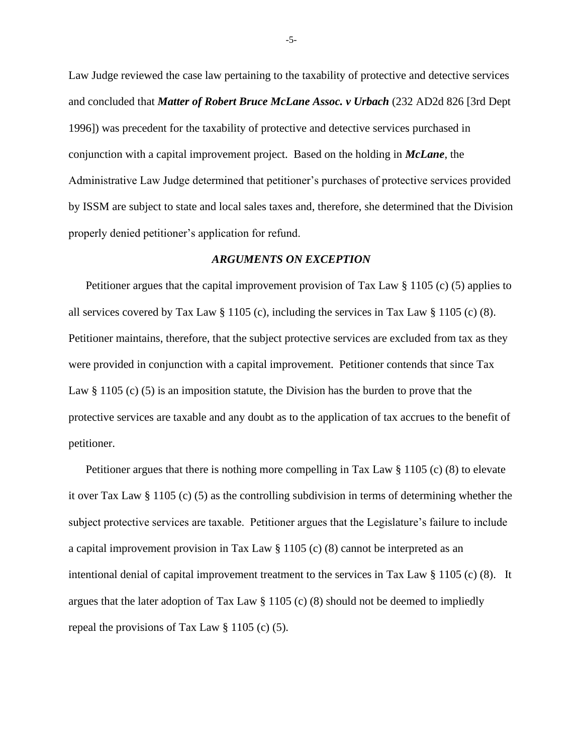Law Judge reviewed the case law pertaining to the taxability of protective and detective services and concluded that ***Matter of Robert Bruce McLane Assoc. v Urbach*** (232 AD2d 826 [3rd Dept 1996]) was precedent for the taxability of protective and detective services purchased in conjunction with a capital improvement project. Based on the holding in ***McLane***, the Administrative Law Judge determined that petitioner's purchases of protective services provided by ISSM are subject to state and local sales taxes and, therefore, she determined that the Division properly denied petitioner's application for refund.

### *ARGUMENTS ON EXCEPTION*

Petitioner argues that the capital improvement provision of Tax Law § 1105 (c) (5) applies to all services covered by Tax Law § 1105 (c), including the services in Tax Law § 1105 (c) (8). Petitioner maintains, therefore, that the subject protective services are excluded from tax as they were provided in conjunction with a capital improvement. Petitioner contends that since Tax Law § 1105 (c) (5) is an imposition statute, the Division has the burden to prove that the protective services are taxable and any doubt as to the application of tax accrues to the benefit of petitioner.

Petitioner argues that there is nothing more compelling in Tax Law § 1105 (c) (8) to elevate it over Tax Law § 1105 (c) (5) as the controlling subdivision in terms of determining whether the subject protective services are taxable. Petitioner argues that the Legislature's failure to include a capital improvement provision in Tax Law § 1105 (c) (8) cannot be interpreted as an intentional denial of capital improvement treatment to the services in Tax Law § 1105 (c) (8). It argues that the later adoption of Tax Law § 1105 (c) (8) should not be deemed to impliedly repeal the provisions of Tax Law § 1105 (c) (5).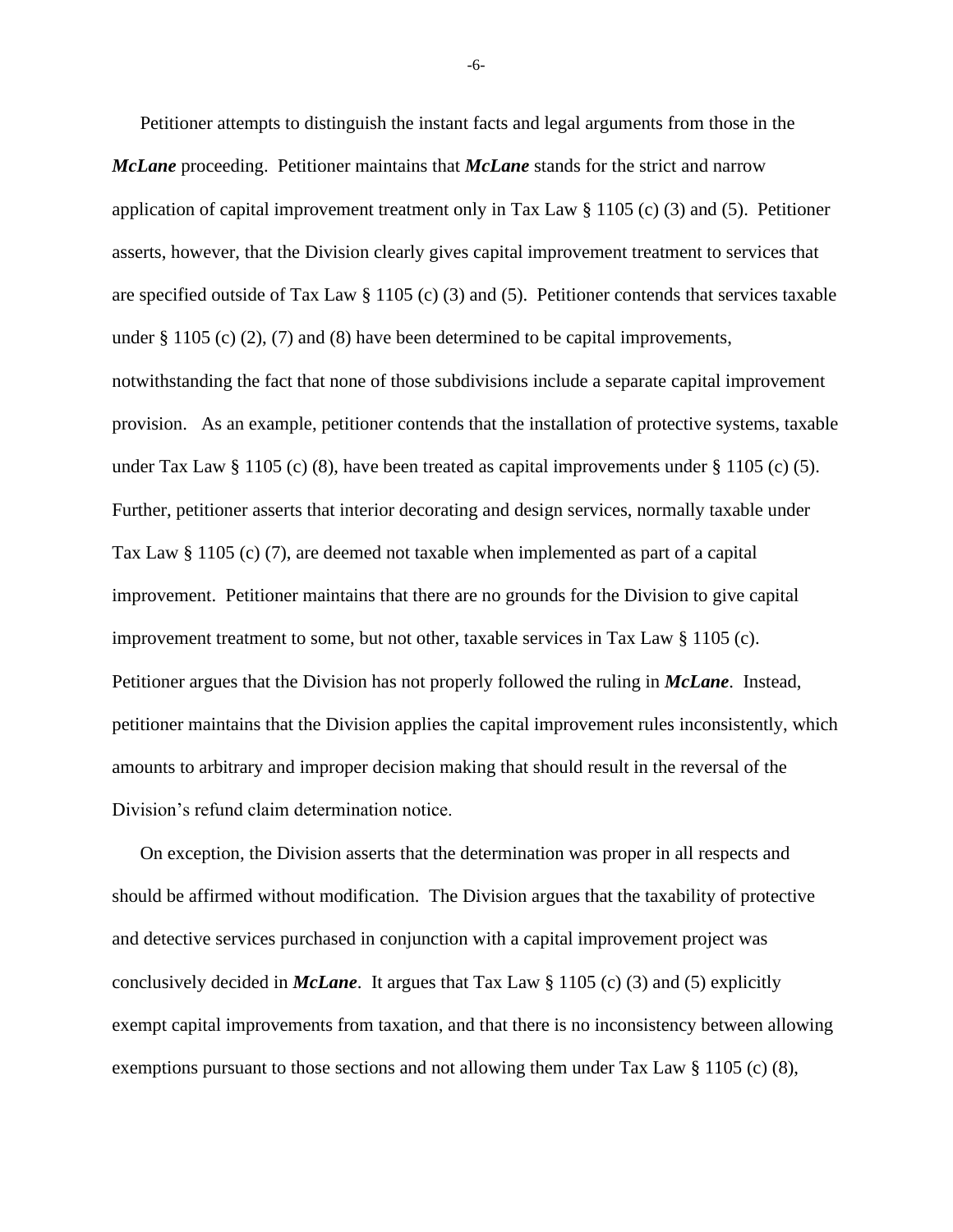Petitioner attempts to distinguish the instant facts and legal arguments from those in the ***McLane*** proceeding. Petitioner maintains that ***McLane*** stands for the strict and narrow application of capital improvement treatment only in Tax Law § 1105 (c) (3) and (5). Petitioner asserts, however, that the Division clearly gives capital improvement treatment to services that are specified outside of Tax Law § 1105 (c) (3) and (5). Petitioner contends that services taxable under § 1105 (c) (2), (7) and (8) have been determined to be capital improvements, notwithstanding the fact that none of those subdivisions include a separate capital improvement provision. As an example, petitioner contends that the installation of protective systems, taxable under Tax Law § 1105 (c) (8), have been treated as capital improvements under § 1105 (c) (5). Further, petitioner asserts that interior decorating and design services, normally taxable under Tax Law § 1105 (c) (7), are deemed not taxable when implemented as part of a capital improvement. Petitioner maintains that there are no grounds for the Division to give capital improvement treatment to some, but not other, taxable services in Tax Law § 1105 (c). Petitioner argues that the Division has not properly followed the ruling in ***McLane***. Instead, petitioner maintains that the Division applies the capital improvement rules inconsistently, which amounts to arbitrary and improper decision making that should result in the reversal of the Division's refund claim determination notice.

On exception, the Division asserts that the determination was proper in all respects and should be affirmed without modification. The Division argues that the taxability of protective and detective services purchased in conjunction with a capital improvement project was conclusively decided in ***McLane***. It argues that Tax Law § 1105 (c) (3) and (5) explicitly exempt capital improvements from taxation, and that there is no inconsistency between allowing exemptions pursuant to those sections and not allowing them under Tax Law § 1105 (c) (8),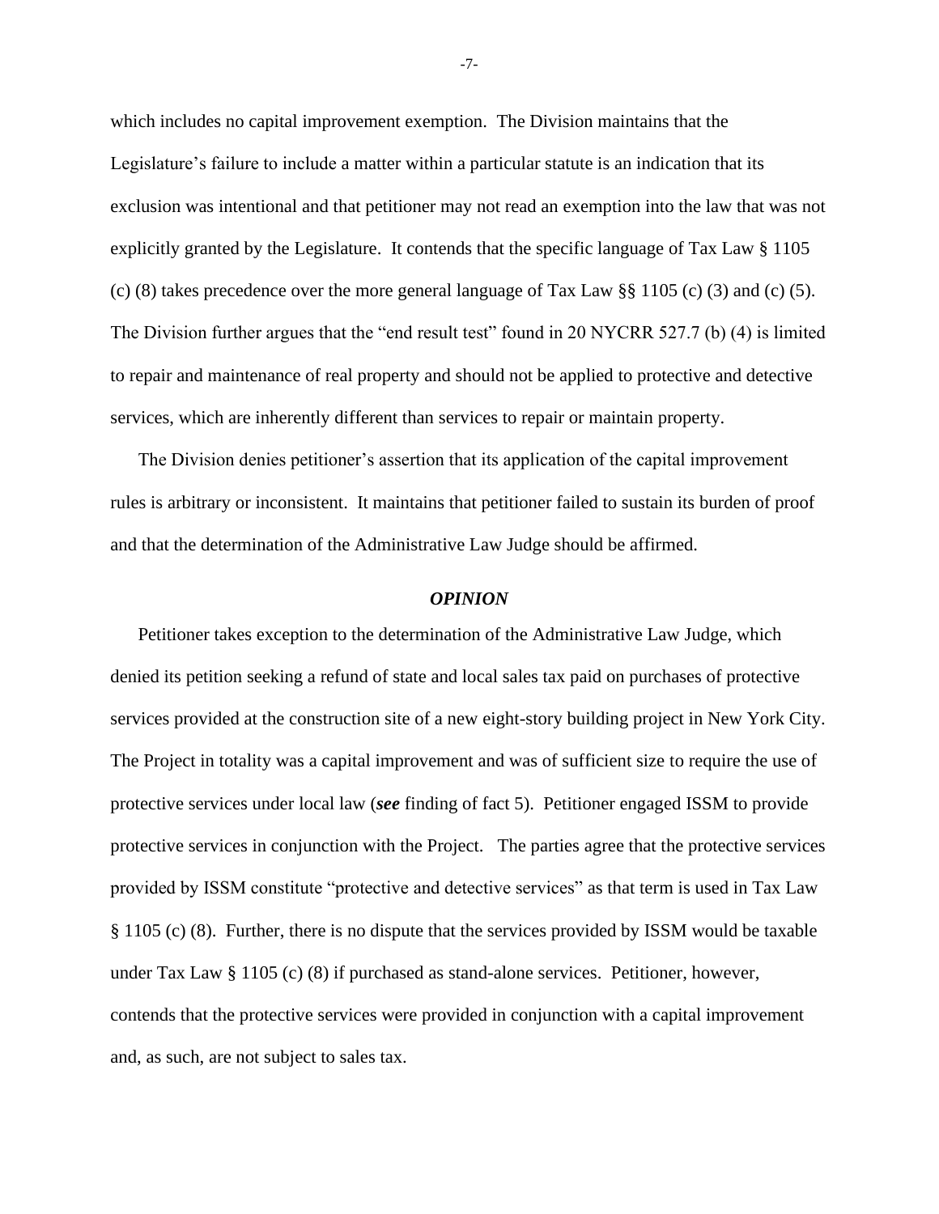which includes no capital improvement exemption. The Division maintains that the Legislature's failure to include a matter within a particular statute is an indication that its exclusion was intentional and that petitioner may not read an exemption into the law that was not explicitly granted by the Legislature. It contends that the specific language of Tax Law § 1105 (c) (8) takes precedence over the more general language of Tax Law §§ 1105 (c) (3) and (c) (5). The Division further argues that the "end result test" found in 20 NYCRR 527.7 (b) (4) is limited to repair and maintenance of real property and should not be applied to protective and detective services, which are inherently different than services to repair or maintain property.

The Division denies petitioner's assertion that its application of the capital improvement rules is arbitrary or inconsistent. It maintains that petitioner failed to sustain its burden of proof and that the determination of the Administrative Law Judge should be affirmed.

### *OPINION*

Petitioner takes exception to the determination of the Administrative Law Judge, which denied its petition seeking a refund of state and local sales tax paid on purchases of protective services provided at the construction site of a new eight-story building project in New York City. The Project in totality was a capital improvement and was of sufficient size to require the use of protective services under local law (***see*** finding of fact 5). Petitioner engaged ISSM to provide protective services in conjunction with the Project. The parties agree that the protective services provided by ISSM constitute "protective and detective services" as that term is used in Tax Law § 1105 (c) (8). Further, there is no dispute that the services provided by ISSM would be taxable under Tax Law § 1105 (c) (8) if purchased as stand-alone services. Petitioner, however, contends that the protective services were provided in conjunction with a capital improvement and, as such, are not subject to sales tax.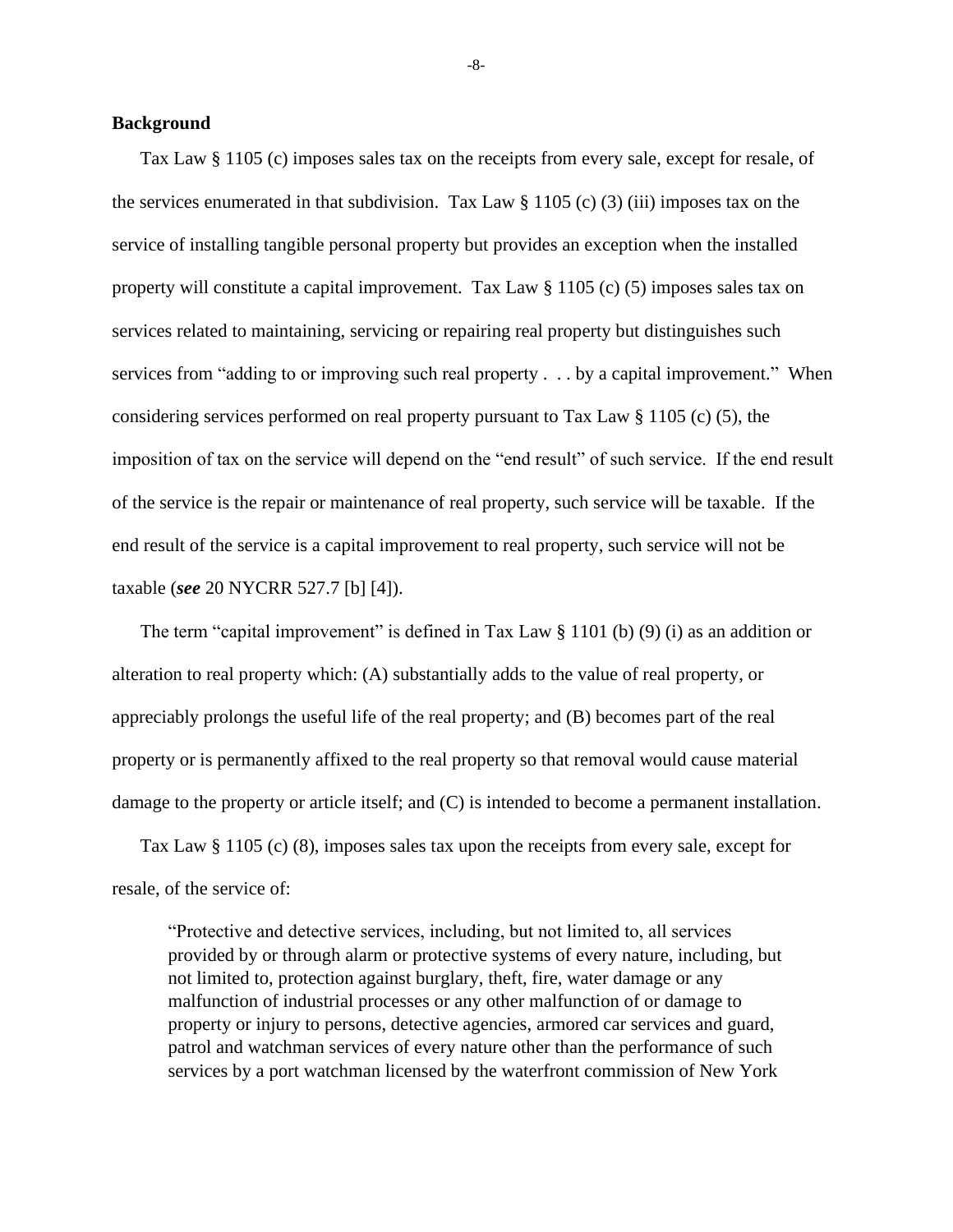**Background**

Tax Law § 1105 (c) imposes sales tax on the receipts from every sale, except for resale, of the services enumerated in that subdivision. Tax Law § 1105 (c) (3) (iii) imposes tax on the service of installing tangible personal property but provides an exception when the installed property will constitute a capital improvement. Tax Law § 1105 (c) (5) imposes sales tax on services related to maintaining, servicing or repairing real property but distinguishes such services from "adding to or improving such real property . . . by a capital improvement." When considering services performed on real property pursuant to Tax Law § 1105 (c) (5), the imposition of tax on the service will depend on the "end result" of such service. If the end result of the service is the repair or maintenance of real property, such service will be taxable. If the end result of the service is a capital improvement to real property, such service will not be taxable (***see*** 20 NYCRR 527.7 [b] [4]).

The term "capital improvement" is defined in Tax Law § 1101 (b) (9) (i) as an addition or alteration to real property which: (A) substantially adds to the value of real property, or appreciably prolongs the useful life of the real property; and (B) becomes part of the real property or is permanently affixed to the real property so that removal would cause material damage to the property or article itself; and (C) is intended to become a permanent installation.

Tax Law § 1105 (c) (8), imposes sales tax upon the receipts from every sale, except for resale, of the service of:

> "Protective and detective services, including, but not limited to, all services provided by or through alarm or protective systems of every nature, including, but not limited to, protection against burglary, theft, fire, water damage or any malfunction of industrial processes or any other malfunction of or damage to property or injury to persons, detective agencies, armored car services and guard, patrol and watchman services of every nature other than the performance of such services by a port watchman licensed by the waterfront commission of New York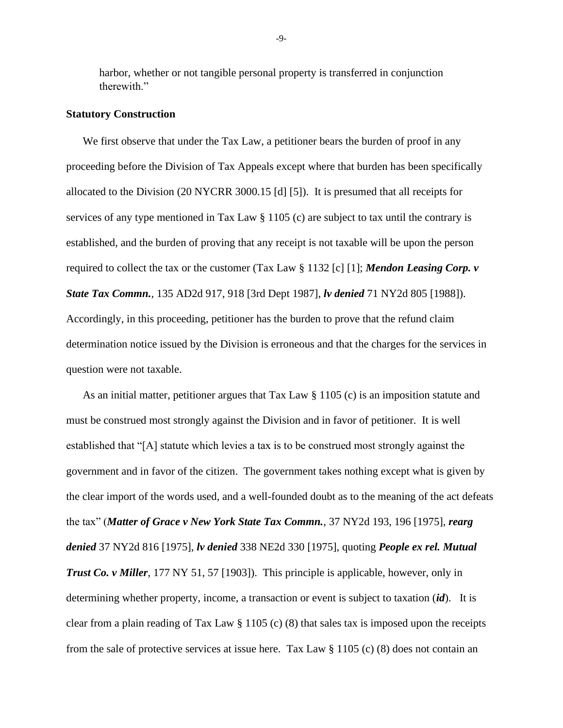harbor, whether or not tangible personal property is transferred in conjunction therewith."

### Statutory Construction

We first observe that under the Tax Law, a petitioner bears the burden of proof in any proceeding before the Division of Tax Appeals except where that burden has been specifically allocated to the Division (20 NYCRR 3000.15 [d] [5]). It is presumed that all receipts for services of any type mentioned in Tax Law § 1105 (c) are subject to tax until the contrary is established, and the burden of proving that any receipt is not taxable will be upon the person required to collect the tax or the customer (Tax Law § 1132 [c] [1]; ***Mendon Leasing Corp. v State Tax Commn.***, 135 AD2d 917, 918 [3rd Dept 1987], ***lv denied*** 71 NY2d 805 [1988]). Accordingly, in this proceeding, petitioner has the burden to prove that the refund claim determination notice issued by the Division is erroneous and that the charges for the services in question were not taxable.

As an initial matter, petitioner argues that Tax Law § 1105 (c) is an imposition statute and must be construed most strongly against the Division and in favor of petitioner. It is well established that "[A] statute which levies a tax is to be construed most strongly against the government and in favor of the citizen. The government takes nothing except what is given by the clear import of the words used, and a well-founded doubt as to the meaning of the act defeats the tax" (***Matter of Grace v New York State Tax Commn.***, 37 NY2d 193, 196 [1975], ***rearg denied*** 37 NY2d 816 [1975], ***lv denied*** 338 NE2d 330 [1975], quoting ***People ex rel. Mutual Trust Co. v Miller***, 177 NY 51, 57 [1903]). This principle is applicable, however, only in determining whether property, income, a transaction or event is subject to taxation (***id***). It is clear from a plain reading of Tax Law § 1105 (c) (8) that sales tax is imposed upon the receipts from the sale of protective services at issue here. Tax Law § 1105 (c) (8) does not contain an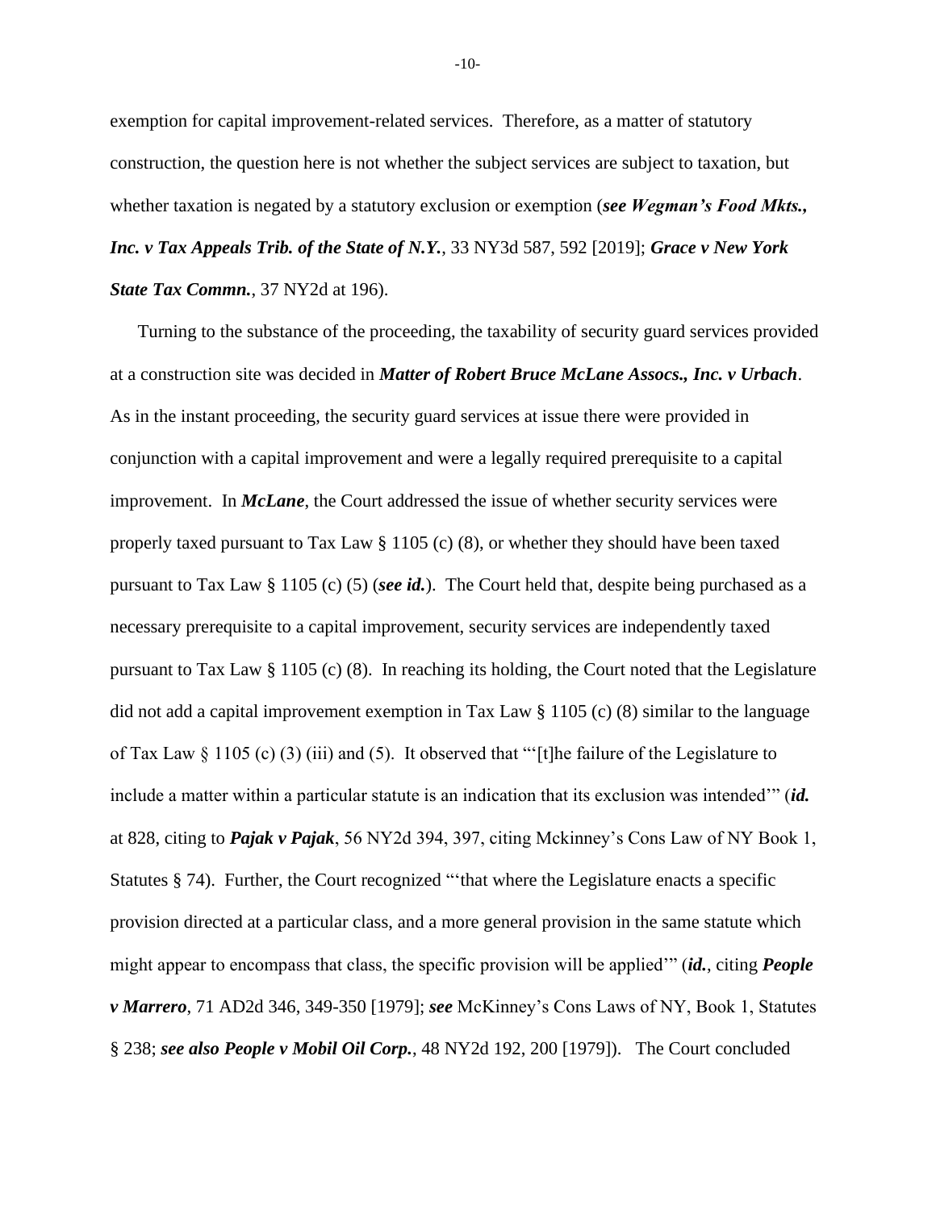exemption for capital improvement-related services. Therefore, as a matter of statutory construction, the question here is not whether the subject services are subject to taxation, but whether taxation is negated by a statutory exclusion or exemption (***see Wegman's Food Mkts., Inc. v Tax Appeals Trib. of the State of N.Y.***, 33 NY3d 587, 592 [2019]; ***Grace v New York State Tax Commn.***, 37 NY2d at 196).

Turning to the substance of the proceeding, the taxability of security guard services provided at a construction site was decided in ***Matter of Robert Bruce McLane Assocs., Inc. v Urbach***. As in the instant proceeding, the security guard services at issue there were provided in conjunction with a capital improvement and were a legally required prerequisite to a capital improvement. In ***McLane***, the Court addressed the issue of whether security services were properly taxed pursuant to Tax Law § 1105 (c) (8), or whether they should have been taxed pursuant to Tax Law § 1105 (c) (5) (***see id.***). The Court held that, despite being purchased as a necessary prerequisite to a capital improvement, security services are independently taxed pursuant to Tax Law § 1105 (c) (8). In reaching its holding, the Court noted that the Legislature did not add a capital improvement exemption in Tax Law § 1105 (c) (8) similar to the language of Tax Law § 1105 (c) (3) (iii) and (5). It observed that "'[t]he failure of the Legislature to include a matter within a particular statute is an indication that its exclusion was intended'" (***id.*** at 828, citing to ***Pajak v Pajak***, 56 NY2d 394, 397, citing Mckinney's Cons Law of NY Book 1, Statutes § 74). Further, the Court recognized "'that where the Legislature enacts a specific provision directed at a particular class, and a more general provision in the same statute which might appear to encompass that class, the specific provision will be applied'" (***id.***, citing ***People v Marrero***, 71 AD2d 346, 349-350 [1979]; ***see*** McKinney's Cons Laws of NY, Book 1, Statutes § 238; ***see also People v Mobil Oil Corp.***, 48 NY2d 192, 200 [1979]). The Court concluded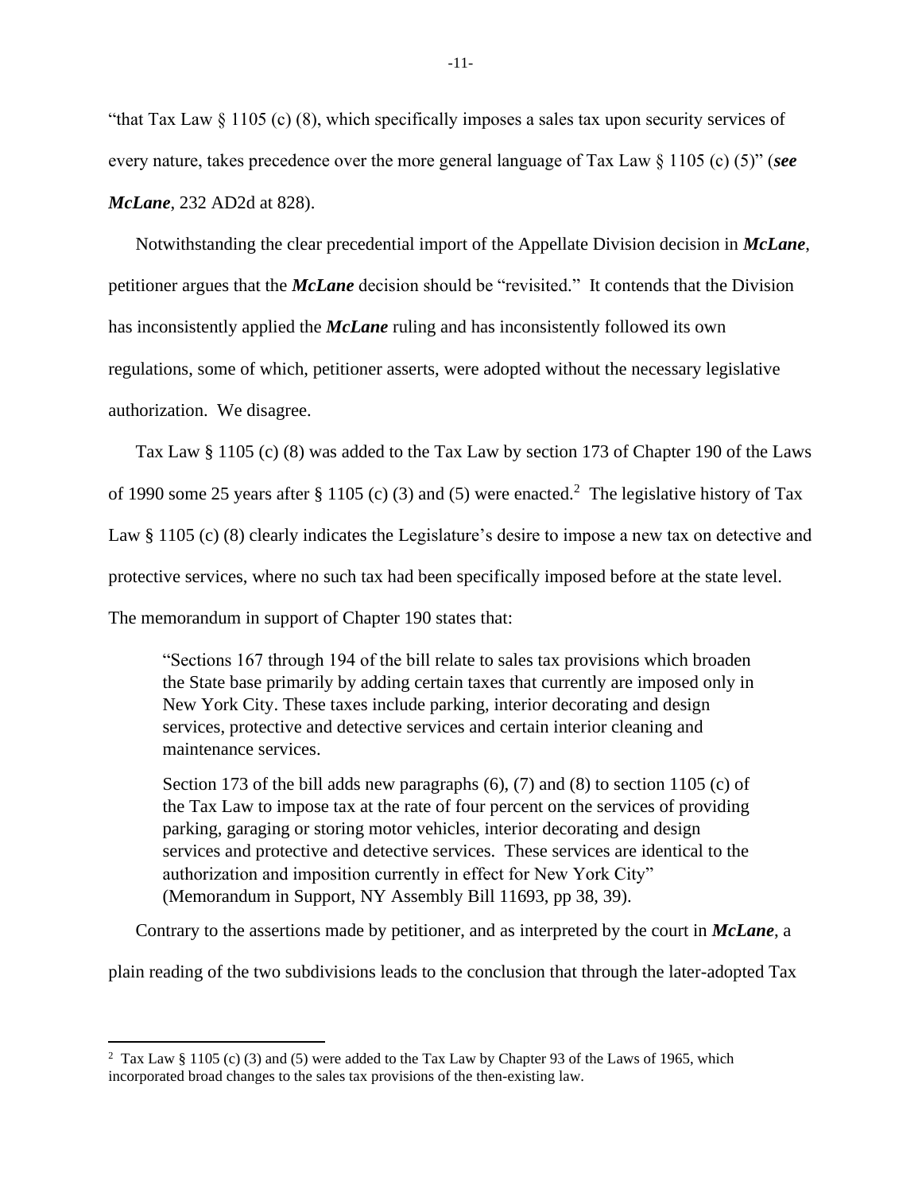"that Tax Law § 1105 (c) (8), which specifically imposes a sales tax upon security services of every nature, takes precedence over the more general language of Tax Law § 1105 (c) (5)" (***see McLane***, 232 AD2d at 828).

Notwithstanding the clear precedential import of the Appellate Division decision in ***McLane***, petitioner argues that the ***McLane*** decision should be "revisited." It contends that the Division has inconsistently applied the ***McLane*** ruling and has inconsistently followed its own regulations, some of which, petitioner asserts, were adopted without the necessary legislative authorization. We disagree.

Tax Law § 1105 (c) (8) was added to the Tax Law by section 173 of Chapter 190 of the Laws of 1990 some 25 years after § 1105 (c) (3) and (5) were enacted.[2] The legislative history of Tax Law § 1105 (c) (8) clearly indicates the Legislature's desire to impose a new tax on detective and protective services, where no such tax had been specifically imposed before at the state level. The memorandum in support of Chapter 190 states that:

> "Sections 167 through 194 of the bill relate to sales tax provisions which broaden the State base primarily by adding certain taxes that currently are imposed only in New York City. These taxes include parking, interior decorating and design services, protective and detective services and certain interior cleaning and maintenance services.
>
> Section 173 of the bill adds new paragraphs (6), (7) and (8) to section 1105 (c) of the Tax Law to impose tax at the rate of four percent on the services of providing parking, garaging or storing motor vehicles, interior decorating and design services and protective and detective services. These services are identical to the authorization and imposition currently in effect for New York City" (Memorandum in Support, NY Assembly Bill 11693, pp 38, 39).

Contrary to the assertions made by petitioner, and as interpreted by the court in ***McLane***, a plain reading of the two subdivisions leads to the conclusion that through the later-adopted Tax

---

[2] Tax Law § 1105 (c) (3) and (5) were added to the Tax Law by Chapter 93 of the Laws of 1965, which incorporated broad changes to the sales tax provisions of the then-existing law.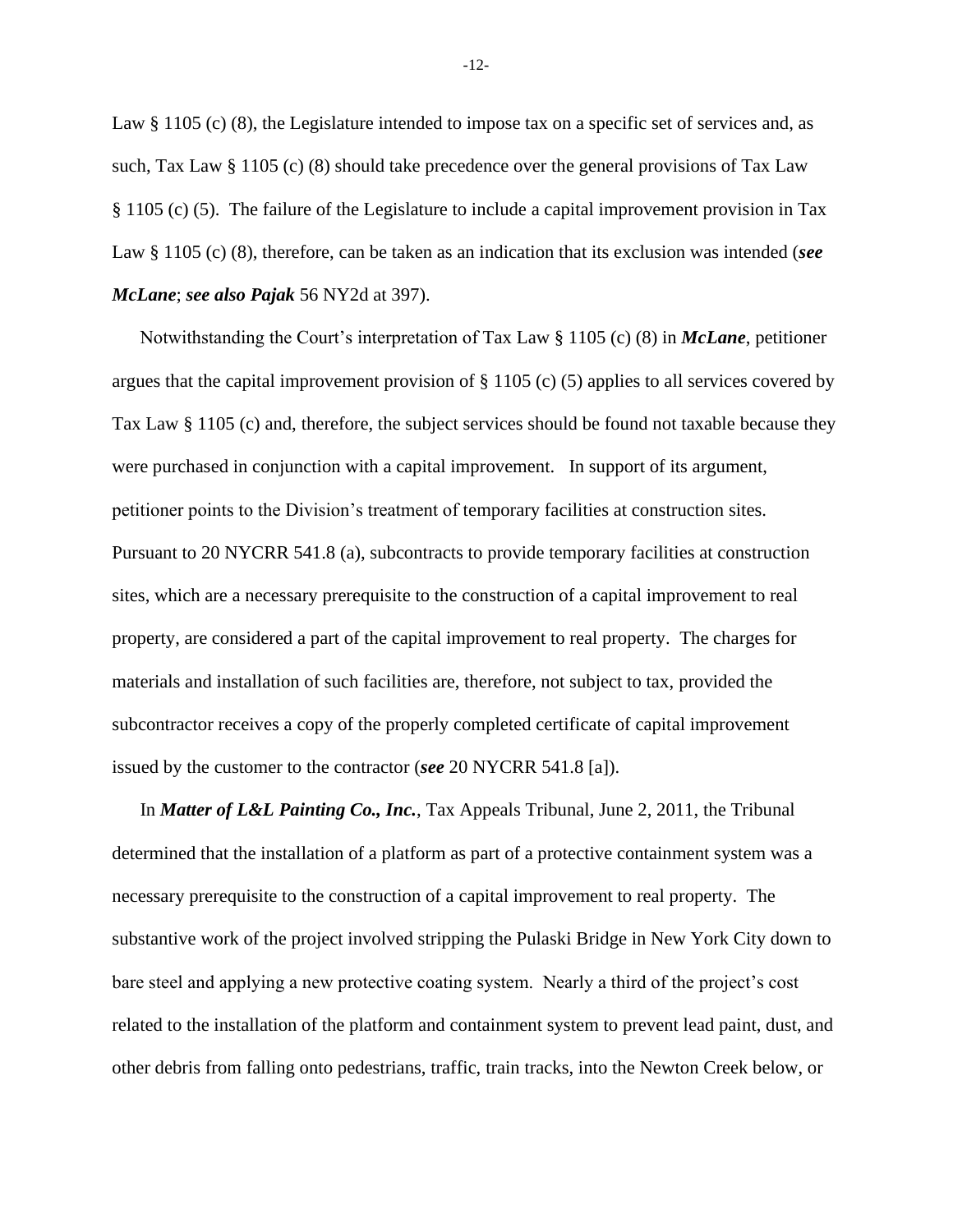Law § 1105 (c) (8), the Legislature intended to impose tax on a specific set of services and, as such, Tax Law § 1105 (c) (8) should take precedence over the general provisions of Tax Law § 1105 (c) (5). The failure of the Legislature to include a capital improvement provision in Tax Law § 1105 (c) (8), therefore, can be taken as an indication that its exclusion was intended (***see McLane***; ***see also Pajak*** 56 NY2d at 397).

Notwithstanding the Court's interpretation of Tax Law § 1105 (c) (8) in ***McLane***, petitioner argues that the capital improvement provision of § 1105 (c) (5) applies to all services covered by Tax Law § 1105 (c) and, therefore, the subject services should be found not taxable because they were purchased in conjunction with a capital improvement. In support of its argument, petitioner points to the Division's treatment of temporary facilities at construction sites. Pursuant to 20 NYCRR 541.8 (a), subcontracts to provide temporary facilities at construction sites, which are a necessary prerequisite to the construction of a capital improvement to real property, are considered a part of the capital improvement to real property. The charges for materials and installation of such facilities are, therefore, not subject to tax, provided the subcontractor receives a copy of the properly completed certificate of capital improvement issued by the customer to the contractor (***see*** 20 NYCRR 541.8 [a]).

In ***Matter of L&L Painting Co., Inc.***, Tax Appeals Tribunal, June 2, 2011, the Tribunal determined that the installation of a platform as part of a protective containment system was a necessary prerequisite to the construction of a capital improvement to real property. The substantive work of the project involved stripping the Pulaski Bridge in New York City down to bare steel and applying a new protective coating system. Nearly a third of the project's cost related to the installation of the platform and containment system to prevent lead paint, dust, and other debris from falling onto pedestrians, traffic, train tracks, into the Newton Creek below, or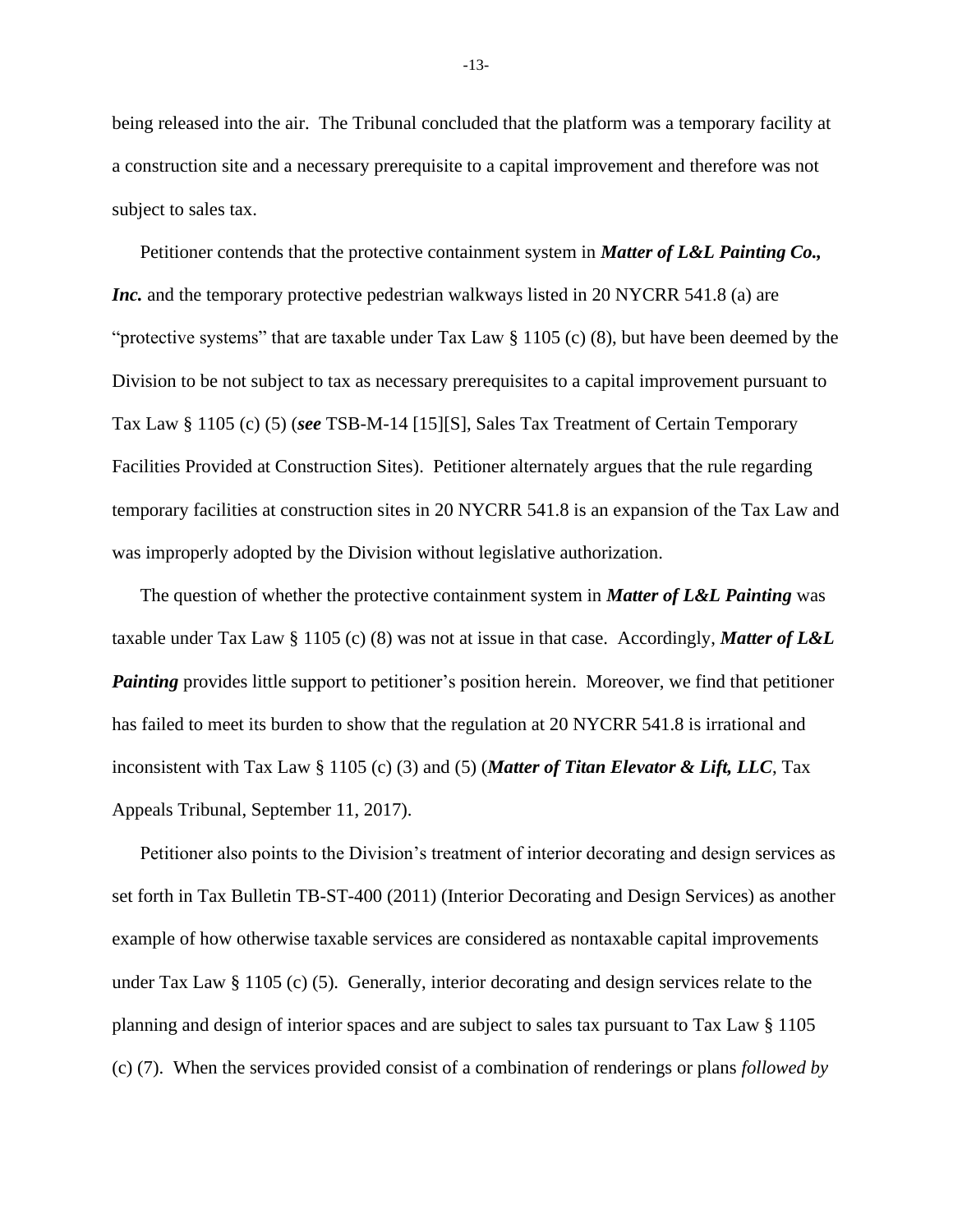being released into the air. The Tribunal concluded that the platform was a temporary facility at a construction site and a necessary prerequisite to a capital improvement and therefore was not subject to sales tax.

Petitioner contends that the protective containment system in ***Matter of L&L Painting Co., Inc.*** and the temporary protective pedestrian walkways listed in 20 NYCRR 541.8 (a) are "protective systems" that are taxable under Tax Law § 1105 (c) (8), but have been deemed by the Division to be not subject to tax as necessary prerequisites to a capital improvement pursuant to Tax Law § 1105 (c) (5) (***see*** TSB-M-14 [15][S], Sales Tax Treatment of Certain Temporary Facilities Provided at Construction Sites). Petitioner alternately argues that the rule regarding temporary facilities at construction sites in 20 NYCRR 541.8 is an expansion of the Tax Law and was improperly adopted by the Division without legislative authorization.

The question of whether the protective containment system in ***Matter of L&L Painting*** was taxable under Tax Law § 1105 (c) (8) was not at issue in that case. Accordingly, ***Matter of L&L Painting*** provides little support to petitioner's position herein. Moreover, we find that petitioner has failed to meet its burden to show that the regulation at 20 NYCRR 541.8 is irrational and inconsistent with Tax Law § 1105 (c) (3) and (5) (***Matter of Titan Elevator & Lift, LLC***, Tax Appeals Tribunal, September 11, 2017).

Petitioner also points to the Division's treatment of interior decorating and design services as set forth in Tax Bulletin TB-ST-400 (2011) (Interior Decorating and Design Services) as another example of how otherwise taxable services are considered as nontaxable capital improvements under Tax Law § 1105 (c) (5). Generally, interior decorating and design services relate to the planning and design of interior spaces and are subject to sales tax pursuant to Tax Law § 1105 (c) (7). When the services provided consist of a combination of renderings or plans *followed by*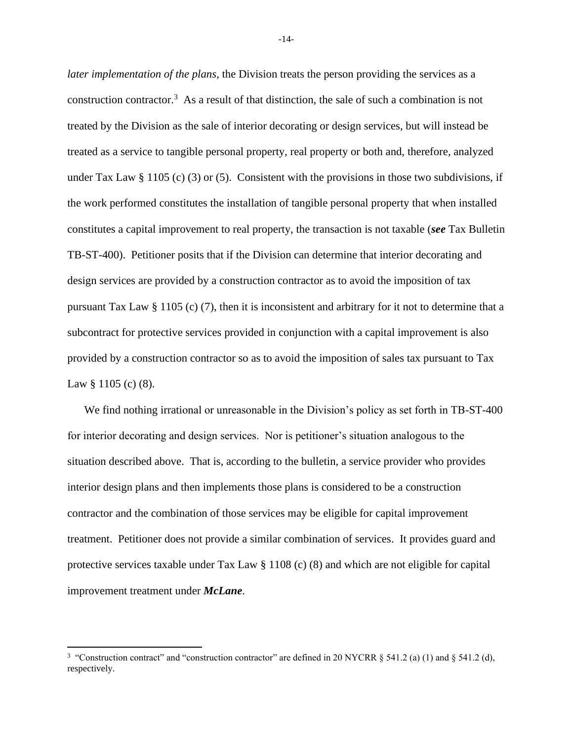*later implementation of the plans*, the Division treats the person providing the services as a construction contractor.[3] As a result of that distinction, the sale of such a combination is not treated by the Division as the sale of interior decorating or design services, but will instead be treated as a service to tangible personal property, real property or both and, therefore, analyzed under Tax Law § 1105 (c) (3) or (5). Consistent with the provisions in those two subdivisions, if the work performed constitutes the installation of tangible personal property that when installed constitutes a capital improvement to real property, the transaction is not taxable (***see*** Tax Bulletin TB-ST-400). Petitioner posits that if the Division can determine that interior decorating and design services are provided by a construction contractor as to avoid the imposition of tax pursuant Tax Law § 1105 (c) (7), then it is inconsistent and arbitrary for it not to determine that a subcontract for protective services provided in conjunction with a capital improvement is also provided by a construction contractor so as to avoid the imposition of sales tax pursuant to Tax Law § 1105 (c) (8).

We find nothing irrational or unreasonable in the Division's policy as set forth in TB-ST-400 for interior decorating and design services. Nor is petitioner's situation analogous to the situation described above. That is, according to the bulletin, a service provider who provides interior design plans and then implements those plans is considered to be a construction contractor and the combination of those services may be eligible for capital improvement treatment. Petitioner does not provide a similar combination of services. It provides guard and protective services taxable under Tax Law § 1108 (c) (8) and which are not eligible for capital improvement treatment under ***McLane***.

---

[3] "Construction contract" and "construction contractor" are defined in 20 NYCRR § 541.2 (a) (1) and § 541.2 (d), respectively.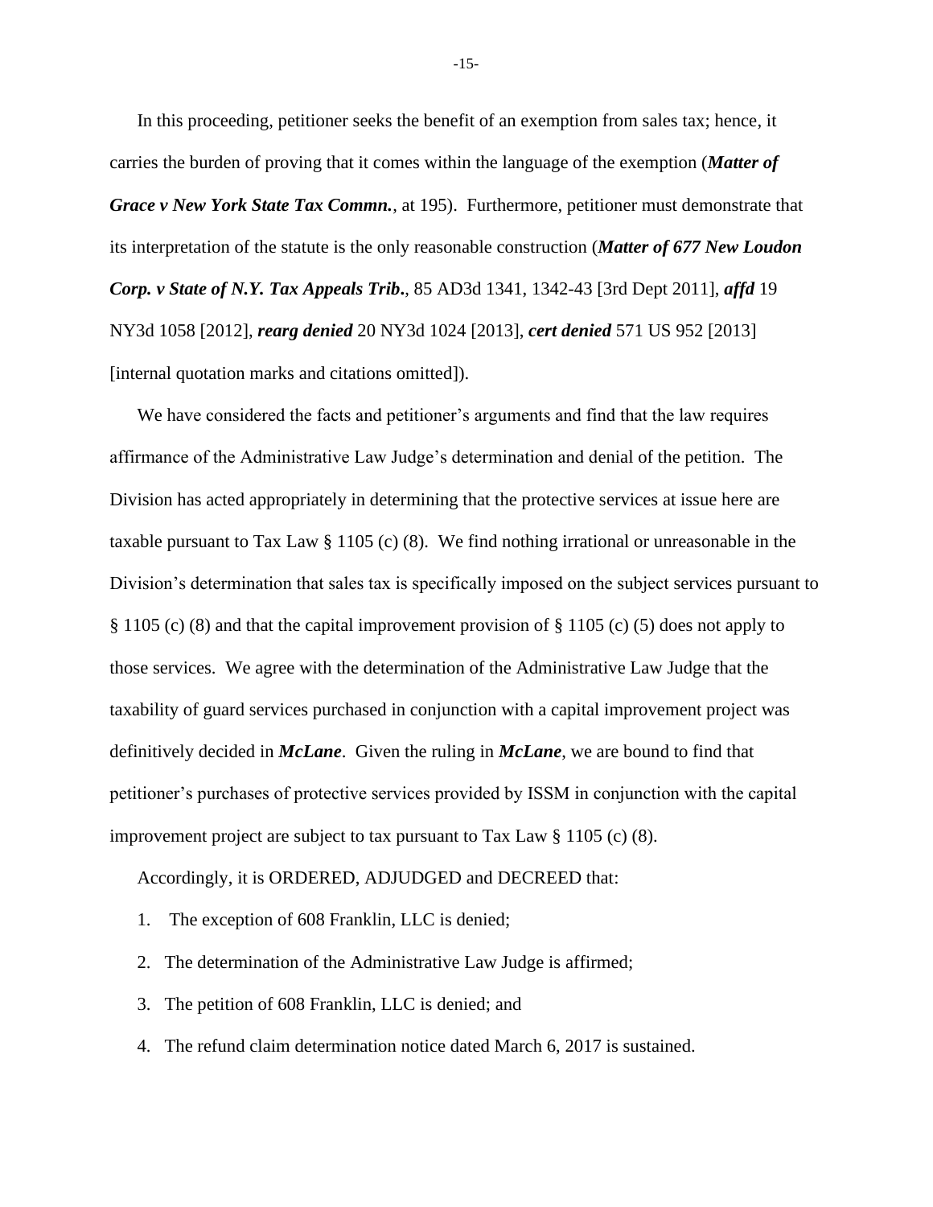In this proceeding, petitioner seeks the benefit of an exemption from sales tax; hence, it carries the burden of proving that it comes within the language of the exemption (***Matter of Grace v New York State Tax Commn.***, at 195). Furthermore, petitioner must demonstrate that its interpretation of the statute is the only reasonable construction (***Matter of 677 New Loudon Corp. v State of N.Y. Tax Appeals Trib.***, 85 AD3d 1341, 1342-43 [3rd Dept 2011], ***affd*** 19 NY3d 1058 [2012], ***rearg denied*** 20 NY3d 1024 [2013], ***cert denied*** 571 US 952 [2013] [internal quotation marks and citations omitted]).

We have considered the facts and petitioner's arguments and find that the law requires affirmance of the Administrative Law Judge's determination and denial of the petition. The Division has acted appropriately in determining that the protective services at issue here are taxable pursuant to Tax Law § 1105 (c) (8). We find nothing irrational or unreasonable in the Division's determination that sales tax is specifically imposed on the subject services pursuant to § 1105 (c) (8) and that the capital improvement provision of § 1105 (c) (5) does not apply to those services. We agree with the determination of the Administrative Law Judge that the taxability of guard services purchased in conjunction with a capital improvement project was definitively decided in ***McLane***. Given the ruling in ***McLane***, we are bound to find that petitioner's purchases of protective services provided by ISSM in conjunction with the capital improvement project are subject to tax pursuant to Tax Law § 1105 (c) (8).

Accordingly, it is ORDERED, ADJUDGED and DECREED that:

1. The exception of 608 Franklin, LLC is denied;
2. The determination of the Administrative Law Judge is affirmed;
3. The petition of 608 Franklin, LLC is denied; and
4. The refund claim determination notice dated March 6, 2017 is sustained.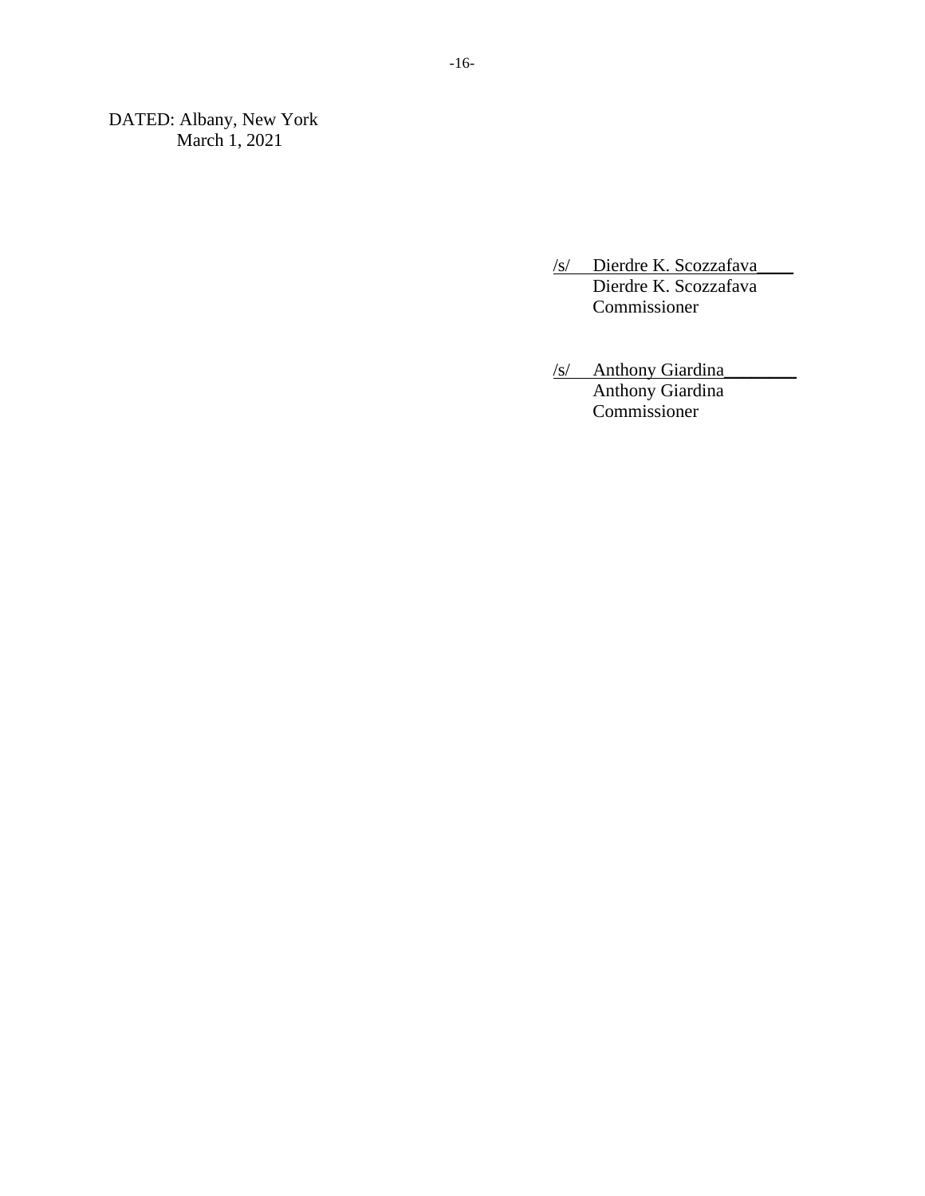DATED: Albany, New York
March 1, 2021

/s/ Dierdre K. Scozzafava
Dierdre K. Scozzafava
Commissioner

/s/ Anthony Giardina
Anthony Giardina
Commissioner